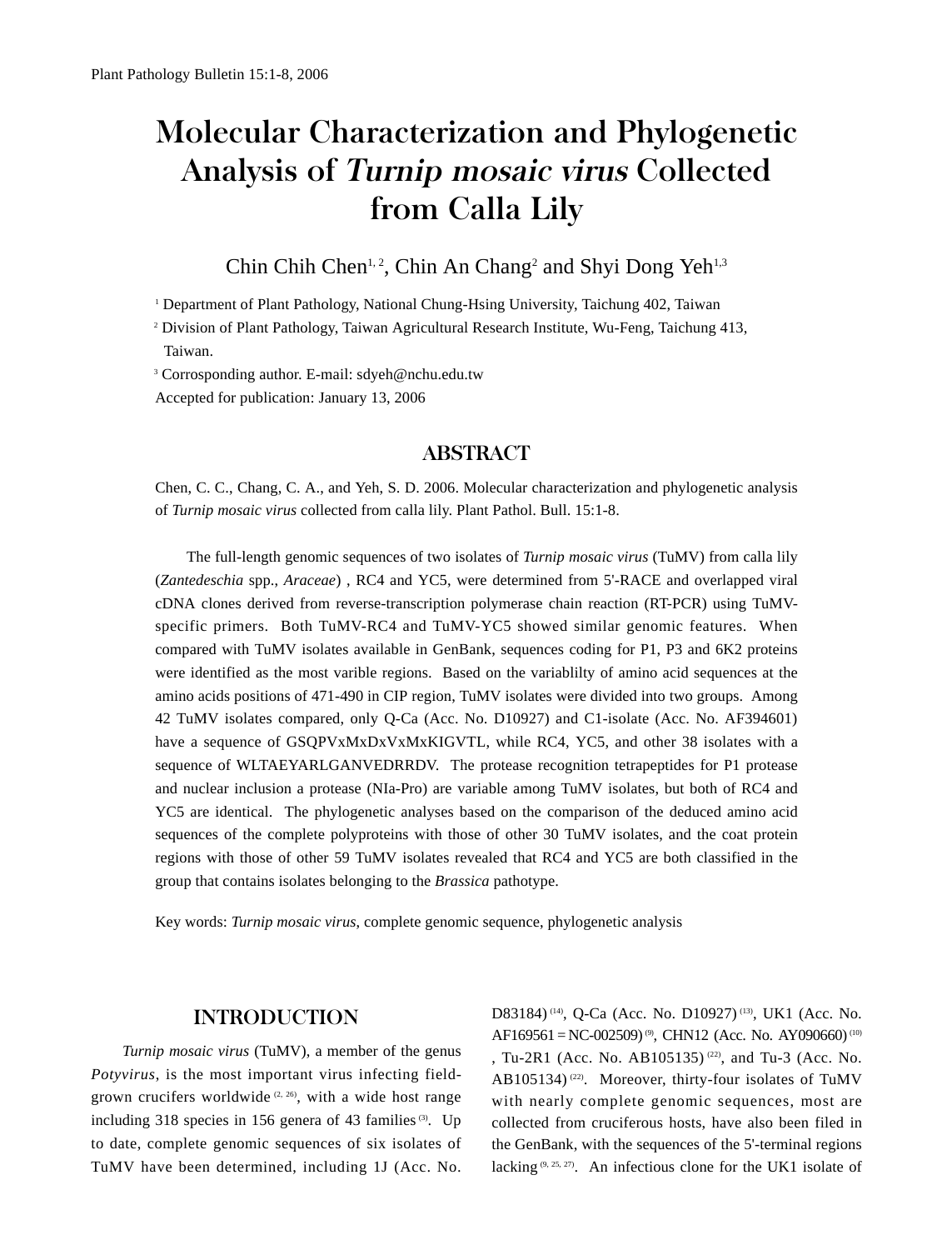# Molecular Characterization and Phylogenetic Analysis of *Turnip mosaic virus* Collected from Calla Lily

Chin Chih Chen[1,2], Chin An Chang[2] and Shyi Dong Yeh[1,3]

[1] Department of Plant Pathology, National Chung-Hsing University, Taichung 402, Taiwan

[2] Division of Plant Pathology, Taiwan Agricultural Research Institute, Wu-Feng, Taichung 413, Taiwan.

[3] Corrosponding author. E-mail: sdyeh@nchu.edu.tw

Accepted for publication: January 13, 2006

## ABSTRACT

Chen, C. C., Chang, C. A., and Yeh, S. D. 2006. Molecular characterization and phylogenetic analysis of *Turnip mosaic virus* collected from calla lily. Plant Pathol. Bull. 15:1-8.

The full-length genomic sequences of two isolates of *Turnip mosaic virus* (TuMV) from calla lily (*Zantedeschia* spp., *Araceae*) , RC4 and YC5, were determined from 5'-RACE and overlapped viral cDNA clones derived from reverse-transcription polymerase chain reaction (RT-PCR) using TuMV-specific primers. Both TuMV-RC4 and TuMV-YC5 showed similar genomic features. When compared with TuMV isolates available in GenBank, sequences coding for P1, P3 and 6K2 proteins were identified as the most varible regions. Based on the variablilty of amino acid sequences at the amino acids positions of 471-490 in CIP region, TuMV isolates were divided into two groups. Among 42 TuMV isolates compared, only Q-Ca (Acc. No. D10927) and C1-isolate (Acc. No. AF394601) have a sequence of GSQPVxMxDxVxMxKIGVTL, while RC4, YC5, and other 38 isolates with a sequence of WLTAEYARLGANVEDRRDV. The protease recognition tetrapeptides for P1 protease and nuclear inclusion a protease (NIa-Pro) are variable among TuMV isolates, but both of RC4 and YC5 are identical. The phylogenetic analyses based on the comparison of the deduced amino acid sequences of the complete polyproteins with those of other 30 TuMV isolates, and the coat protein regions with those of other 59 TuMV isolates revealed that RC4 and YC5 are both classified in the group that contains isolates belonging to the *Brassica* pathotype.

Key words: *Turnip mosaic virus*, complete genomic sequence, phylogenetic analysis

## INTRODUCTION

*Turnip mosaic virus* (TuMV), a member of the genus *Potyvirus*, is the most important virus infecting field-grown crucifers worldwide [2, 26], with a wide host range including 318 species in 156 genera of 43 families [3]. Up to date, complete genomic sequences of six isolates of TuMV have been determined, including 1J (Acc. No. D83184) [14], Q-Ca (Acc. No. D10927) [13], UK1 (Acc. No. AF169561 = NC-002509) [9], CHN12 (Acc. No. AY090660) [10], Tu-2R1 (Acc. No. AB105135) [22], and Tu-3 (Acc. No. AB105134) [22]. Moreover, thirty-four isolates of TuMV with nearly complete genomic sequences, most are collected from cruciferous hosts, have also been filed in the GenBank, with the sequences of the 5'-terminal regions lacking [9, 25, 27]. An infectious clone for the UK1 isolate of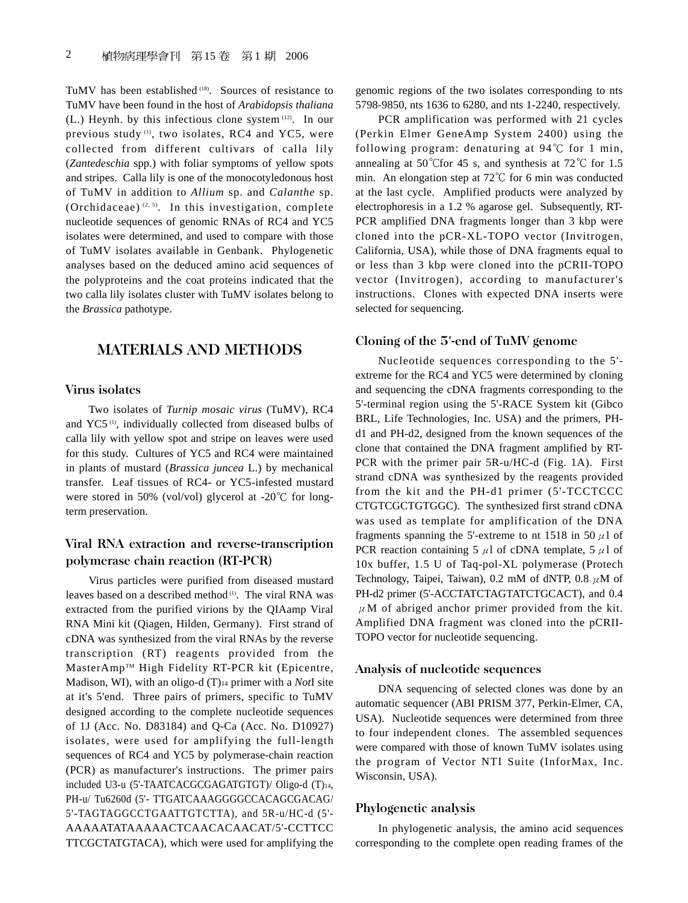TuMV has been established [18]. Sources of resistance to TuMV have been found in the host of *Arabidopsis thaliana* (L.) Heynh. by this infectious clone system [12]. In our previous study [1], two isolates, RC4 and YC5, were collected from different cultivars of calla lily (*Zantedeschia* spp.) with foliar symptoms of yellow spots and stripes. Calla lily is one of the monocotyledonous host of TuMV in addition to *Allium* sp. and *Calanthe* sp. (Orchidaceae) [2, 5]. In this investigation, complete nucleotide sequences of genomic RNAs of RC4 and YC5 isolates were determined, and used to compare with those of TuMV isolates available in Genbank. Phylogenetic analyses based on the deduced amino acid sequences of the polyproteins and the coat proteins indicated that the two calla lily isolates cluster with TuMV isolates belong to the *Brassica* pathotype.

## MATERIALS AND METHODS

### Virus isolates

Two isolates of *Turnip mosaic virus* (TuMV), RC4 and YC5 [1], individually collected from diseased bulbs of calla lily with yellow spot and stripe on leaves were used for this study. Cultures of YC5 and RC4 were maintained in plants of mustard (*Brassica juncea* L.) by mechanical transfer. Leaf tissues of RC4- or YC5-infested mustard were stored in 50% (vol/vol) glycerol at -20℃ for long-term preservation.

### Viral RNA extraction and reverse-transcription polymerase chain reaction (RT-PCR)

Virus particles were purified from diseased mustard leaves based on a described method [1]. The viral RNA was extracted from the purified virions by the QIAamp Viral RNA Mini kit (Qiagen, Hilden, Germany). First strand of cDNA was synthesized from the viral RNAs by the reverse transcription (RT) reagents provided from the MasterAmp™ High Fidelity RT-PCR kit (Epicentre, Madison, WI), with an oligo-d $(T)_{14}$ primer with a *Not*I site at it's 5'end. Three pairs of primers, specific to TuMV designed according to the complete nucleotide sequences of 1J (Acc. No. D83184) and Q-Ca (Acc. No. D10927) isolates, were used for amplifying the full-length sequences of RC4 and YC5 by polymerase-chain reaction (PCR) as manufacturer's instructions. The primer pairs included U3-u (5'-TAATCACGCGAGATGTGT)/ Oligo-d $(T)_{14}$, PH-u/ Tu6260d (5'- TTGATCAAAGGGGCCACAGCGACAG/ 5'-TAGTAGGCCTGAATTGTCTTA), and 5R-u/HC-d (5'-AAAAATATAAAAACTCAACACAACAT/5'-CCTTCCTTCGCTATGTACA), which were used for amplifying the genomic regions of the two isolates corresponding to nts 5798-9850, nts 1636 to 6280, and nts 1-2240, respectively.

PCR amplification was performed with 21 cycles (Perkin Elmer GeneAmp System 2400) using the following program: denaturing at 94℃ for 1 min, annealing at 50℃for 45 s, and synthesis at 72℃ for 1.5 min. An elongation step at 72℃ for 6 min was conducted at the last cycle. Amplified products were analyzed by electrophoresis in a 1.2 % agarose gel. Subsequently, RT-PCR amplified DNA fragments longer than 3 kbp were cloned into the pCR-XL-TOPO vector (Invitrogen, California, USA), while those of DNA fragments equal to or less than 3 kbp were cloned into the pCRII-TOPO vector (Invitrogen), according to manufacturer's instructions. Clones with expected DNA inserts were selected for sequencing.

### Cloning of the 5'-end of TuMV genome

Nucleotide sequences corresponding to the 5'-extreme for the RC4 and YC5 were determined by cloning and sequencing the cDNA fragments corresponding to the 5'-terminal region using the 5'-RACE System kit (Gibco BRL, Life Technologies, Inc. USA) and the primers, PH-d1 and PH-d2, designed from the known sequences of the clone that contained the DNA fragment amplified by RT-PCR with the primer pair 5R-u/HC-d (Fig. 1A). First strand cDNA was synthesized by the reagents provided from the kit and the PH-d1 primer (5'-TCCTCCCCTGTCGCTGTGGC). The synthesized first strand cDNA was used as template for amplification of the DNA fragments spanning the 5'-extreme to nt 1518 in 50 $\mu$l of PCR reaction containing 5 $\mu$l of cDNA template, 5 $\mu$l of 10x buffer, 1.5 U of Taq-pol-XL polymerase (Protech Technology, Taipei, Taiwan), 0.2 mM of dNTP, 0.8 $\mu$M of PH-d2 primer (5'-ACCTATCTAGTATCTGCACT), and 0.4 $\mu$M of abriged anchor primer provided from the kit. Amplified DNA fragment was cloned into the pCRII-TOPO vector for nucleotide sequencing.

### Analysis of nucleotide sequences

DNA sequencing of selected clones was done by an automatic sequencer (ABI PRISM 377, Perkin-Elmer, CA, USA). Nucleotide sequences were determined from three to four independent clones. The assembled sequences were compared with those of known TuMV isolates using the program of Vector NTI Suite (InforMax, Inc. Wisconsin, USA).

### Phylogenetic analysis

In phylogenetic analysis, the amino acid sequences corresponding to the complete open reading frames of the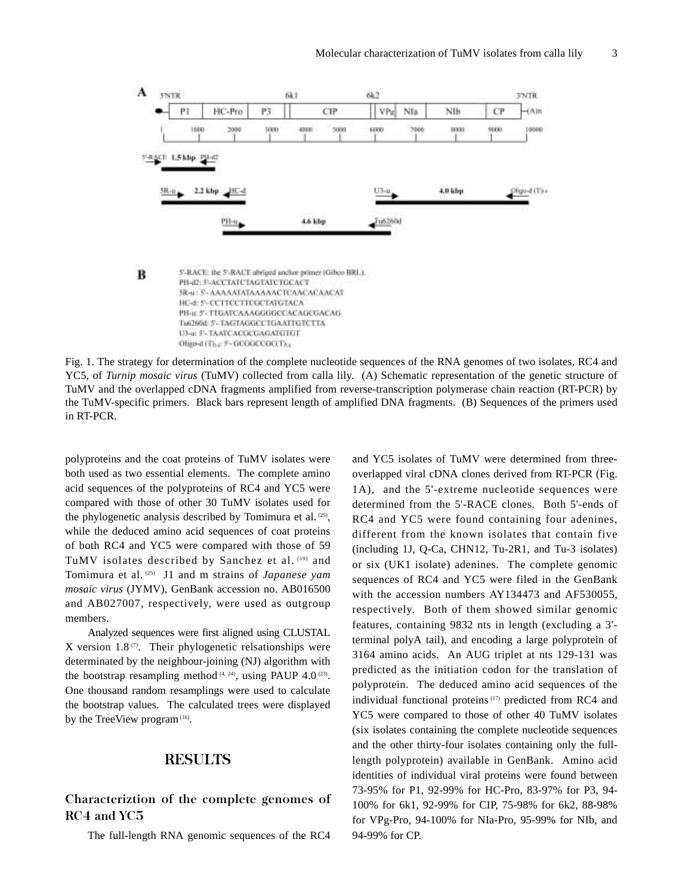A

5'NTR 6k1 6k2 3'NTR

P1 | HC-Pro | P3 | CIP | VPg | NIa | NIb | CP | (A)n

1 1000 2000 3000 4000 5000 6000 7000 8000 9000 10000

5'-RACE 1.5 kbp PH-d2

5R-u 2.2 kbp HC-d

U3-u 4.0 kbp Oligo-d (T)14

PH-u 4.6 kbp Tu6260d

B

5'-RACE: the 5'-RACE abriged anchor primer (Gibco BRL).
PH-d2: 5'-ACCTATCTAGTATCTGCACT
5R-u : 5'- AAAAATATAAAAACTCAACACAACAT
HC-d: 5'- CCTTCCTTCGCTATGTACA
PH-u: 5'- TTGATCAAAGGGGCCACAGCGACAG
Tu6260d: 5'- TAGTAGGCCTGAATTGTCTTA
U3-u: 5'- TAATCACGCGAGATGTGT
Oligo-d (T)14: 5'- GCGGCCGC(T)14

Fig. 1. The strategy for determination of the complete nucleotide sequences of the RNA genomes of two isolates, RC4 and YC5, of *Turnip mosaic virus* (TuMV) collected from calla lily. (A) Schematic representation of the genetic structure of TuMV and the overlapped cDNA fragments amplified from reverse-transcription polymerase chain reaction (RT-PCR) by the TuMV-specific primers. Black bars represent length of amplified DNA fragments. (B) Sequences of the primers used in RT-PCR.

polyproteins and the coat proteins of TuMV isolates were both used as two essential elements. The complete amino acid sequences of the polyproteins of RC4 and YC5 were compared with those of other 30 TuMV isolates used for the phylogenetic analysis described by Tomimura et al. [25], while the deduced amino acid sequences of coat proteins of both RC4 and YC5 were compared with those of 59 TuMV isolates described by Sanchez et al. [19] and Tomimura et al. [25] J1 and m strains of *Japanese yam mosaic virus* (JYMV), GenBank accession no. AB016500 and AB027007, respectively, were used as outgroup members.

Analyzed sequences were first aligned using CLUSTAL X version 1.8 [7]. Their phylogenetic relsationships were determinated by the neighbour-joining (NJ) algorithm with the bootstrap resampling method [4, 24], using PAUP 4.0 [23]. One thousand random resamplings were used to calculate the bootstrap values. The calculated trees were displayed by the TreeView program [16].

## RESULTS

### Characteriztion of the complete genomes of RC4 and YC5

The full-length RNA genomic sequences of the RC4 and YC5 isolates of TuMV were determined from three-overlapped viral cDNA clones derived from RT-PCR (Fig. 1A), and the 5'-extreme nucleotide sequences were determined from the 5'-RACE clones. Both 5'-ends of RC4 and YC5 were found containing four adenines, different from the known isolates that contain five (including 1J, Q-Ca, CHN12, Tu-2R1, and Tu-3 isolates) or six (UK1 isolate) adenines. The complete genomic sequences of RC4 and YC5 were filed in the GenBank with the accession numbers AY134473 and AF530055, respectively. Both of them showed similar genomic features, containing 9832 nts in length (excluding a 3'-terminal polyA tail), and encoding a large polyprotein of 3164 amino acids. An AUG triplet at nts 129-131 was predicted as the initiation codon for the translation of polyprotein. The deduced amino acid sequences of the individual functional proteins [17] predicted from RC4 and YC5 were compared to those of other 40 TuMV isolates (six isolates containing the complete nucleotide sequences and the other thirty-four isolates containing only the full-length polyprotein) available in GenBank. Amino acid identities of individual viral proteins were found between 73-95% for P1, 92-99% for HC-Pro, 83-97% for P3, 94-100% for 6k1, 92-99% for CIP, 75-98% for 6k2, 88-98% for VPg-Pro, 94-100% for NIa-Pro, 95-99% for NIb, and 94-99% for CP.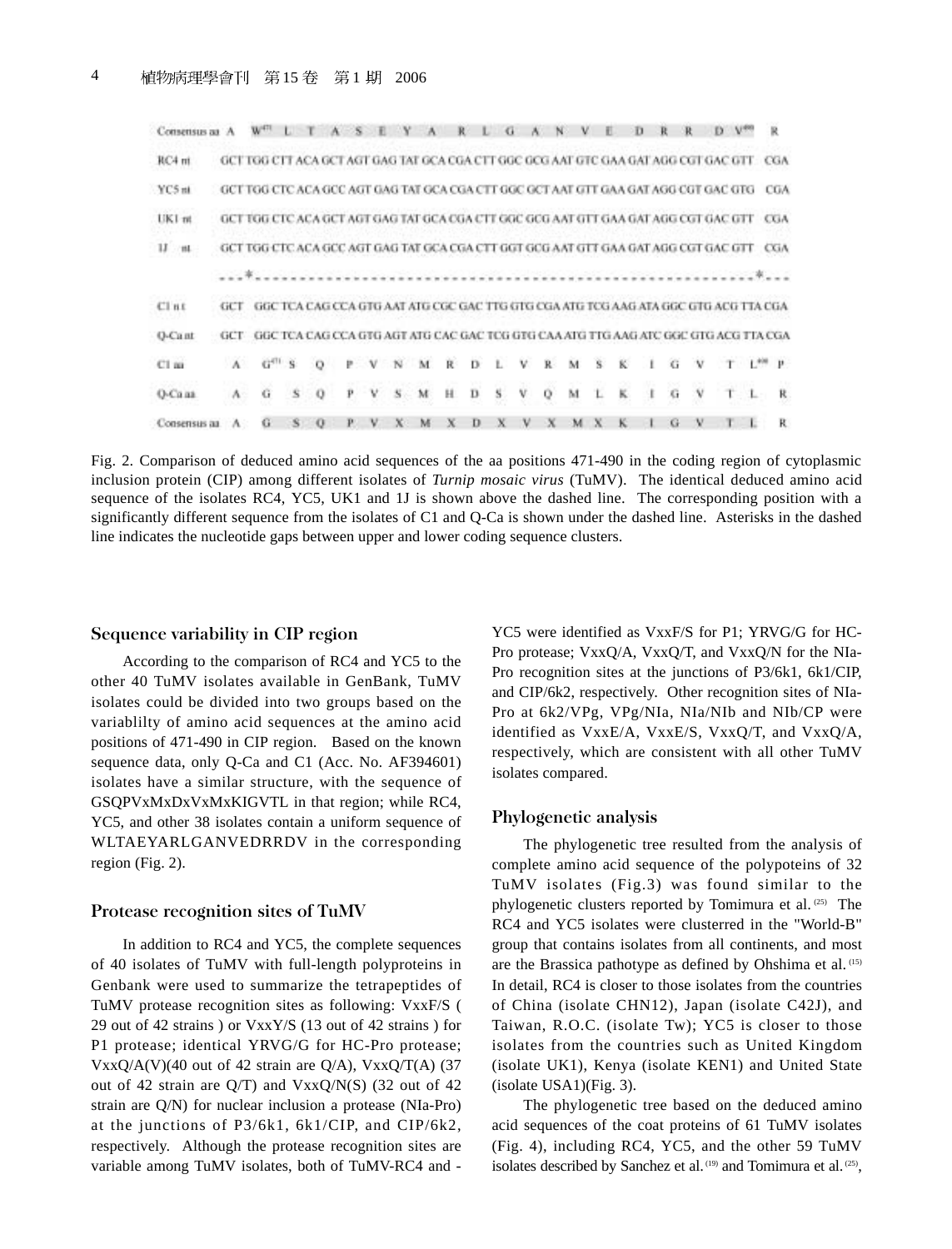| Consensus aa | A | W[471] | L | T | A | S | E | Y | A | R | L | G | A | N | V | E | D | R | R | D | V[490] | R |
|---|---|---|---|---|---|---|---|---|---|---|---|---|---|---|---|---|---|---|---|---|---|---|
| RC4 nt | GCT | TGG | CTT | ACA | GCT | AGT | GAG | TAT | GCA | CGA | CTT | GGC | GCG | AAT | GTC | GAA | GAT | AGG | CGT | GAC | GTT | CGA |
| YC5 nt | GCT | TGG | CTC | ACA | GCC | AGT | GAG | TAT | GCA | CGA | CTT | GGC | GCT | AAT | GTT | GAA | GAT | AGG | CGT | GAC | GTG | CGA |
| UK1 nt | GCT | TGG | CTC | ACA | GCT | AGT | GAG | TAT | GCA | CGA | CTT | GGC | GCG | AAT | GTT | GAA | GAT | AGG | CGT | GAC | GTT | CGA |
| 1J nt | GCT | TGG | CTC | ACA | GCC | AGT | GAG | TAT | GCA | CGA | CTT | GGT | GCG | AAT | GTT | GAA | GAT | AGG | CGT | GAC | GTT | CGA |
| | ---* | ---------------------------------------------------------------- | | | | | | | | | | | | | | | | | | | *--- | |
| C1 nt | GCT | GGC | TCA | CAG | CCA | GTG | AAT | ATG | CGC | GAC | TTG | GTG | CGA | ATG | TCG | AAG | ATA | GGC | GTG | ACG | TTA | CGA |
| Q-Ca nt | GCT | GGC | TCA | CAG | CCA | GTG | AGT | ATG | CAC | GAC | TCG | GTG | CAA | ATG | TTG | AAG | ATC | GGC | GTG | ACG | TTA | CGA |
| C1 aa | A | G[471] | S | Q | P | V | N | M | R | D | L | V | R | M | S | K | I | G | V | T | L[490] | P |
| Q-Ca aa | A | G | S | Q | P | V | S | M | H | D | S | V | Q | M | L | K | I | G | V | T | L | R |
| Consensus aa | A | G | S | Q | P | V | X | M | X | D | X | V | X | M | X | K | I | G | V | T | L | R |

Fig. 2. Comparison of deduced amino acid sequences of the aa positions 471-490 in the coding region of cytoplasmic inclusion protein (CIP) among different isolates of *Turnip mosaic virus* (TuMV). The identical deduced amino acid sequence of the isolates RC4, YC5, UK1 and 1J is shown above the dashed line. The corresponding position with a significantly different sequence from the isolates of C1 and Q-Ca is shown under the dashed line. Asterisks in the dashed line indicates the nucleotide gaps between upper and lower coding sequence clusters.

## Sequence variability in CIP region

According to the comparison of RC4 and YC5 to the other 40 TuMV isolates available in GenBank, TuMV isolates could be divided into two groups based on the variablilty of amino acid sequences at the amino acid positions of 471-490 in CIP region. Based on the known sequence data, only Q-Ca and C1 (Acc. No. AF394601) isolates have a similar structure, with the sequence of GSQPVxMxDxVxMxKIGVTL in that region; while RC4, YC5, and other 38 isolates contain a uniform sequence of WLTAEYARLGANVEDRRDV in the corresponding region (Fig. 2).

## Protease recognition sites of TuMV

In addition to RC4 and YC5, the complete sequences of 40 isolates of TuMV with full-length polyproteins in Genbank were used to summarize the tetrapeptides of TuMV protease recognition sites as following: VxxF/S ( 29 out of 42 strains ) or VxxY/S (13 out of 42 strains ) for P1 protease; identical YRVG/G for HC-Pro protease; VxxQ/A(V)(40 out of 42 strain are Q/A), VxxQ/T(A) (37 out of 42 strain are Q/T) and VxxQ/N(S) (32 out of 42 strain are Q/N) for nuclear inclusion a protease (NIa-Pro) at the junctions of P3/6k1, 6k1/CIP, and CIP/6k2, respectively. Although the protease recognition sites are variable among TuMV isolates, both of TuMV-RC4 and -YC5 were identified as VxxF/S for P1; YRVG/G for HC-Pro protease; VxxQ/A, VxxQ/T, and VxxQ/N for the NIa-Pro recognition sites at the junctions of P3/6k1, 6k1/CIP, and CIP/6k2, respectively. Other recognition sites of NIa-Pro at 6k2/VPg, VPg/NIa, NIa/NIb and NIb/CP were identified as VxxE/A, VxxE/S, VxxQ/T, and VxxQ/A, respectively, which are consistent with all other TuMV isolates compared.

## Phylogenetic analysis

The phylogenetic tree resulted from the analysis of complete amino acid sequence of the polypoteins of 32 TuMV isolates (Fig.3) was found similar to the phylogenetic clusters reported by Tomimura et al. [25] The RC4 and YC5 isolates were clusterred in the "World-B" group that contains isolates from all continents, and most are the Brassica pathotype as defined by Ohshima et al. [15] In detail, RC4 is closer to those isolates from the countries of China (isolate CHN12), Japan (isolate C42J), and Taiwan, R.O.C. (isolate Tw); YC5 is closer to those isolates from the countries such as United Kingdom (isolate UK1), Kenya (isolate KEN1) and United State (isolate USA1)(Fig. 3).

The phylogenetic tree based on the deduced amino acid sequences of the coat proteins of 61 TuMV isolates (Fig. 4), including RC4, YC5, and the other 59 TuMV isolates described by Sanchez et al. [19] and Tomimura et al. [25],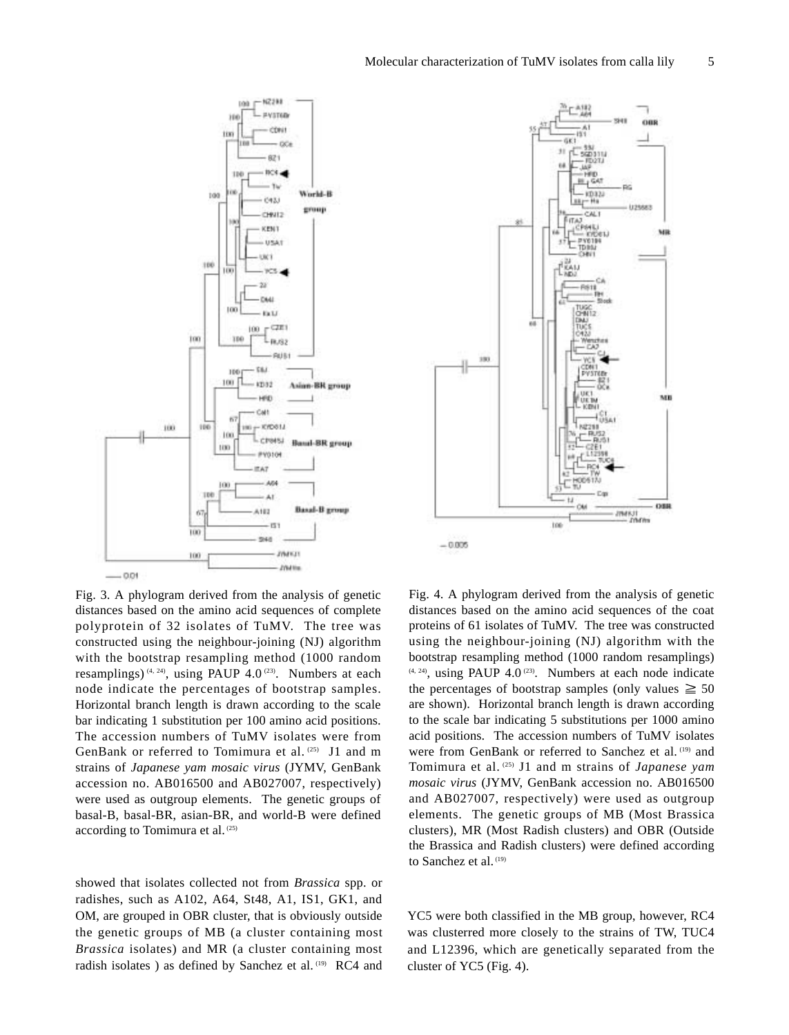Fig. 3. A phylogram derived from the analysis of genetic distances based on the amino acid sequences of complete polyprotein of 32 isolates of TuMV. The tree was constructed using the neighbour-joining (NJ) algorithm with the bootstrap resampling method (1000 random resamplings) [4, 24], using PAUP 4.0 [23]. Numbers at each node indicate the percentages of bootstrap samples. Horizontal branch length is drawn according to the scale bar indicating 1 substitution per 100 amino acid positions. The accession numbers of TuMV isolates were from GenBank or referred to Tomimura et al. [25] J1 and m strains of *Japanese yam mosaic virus* (JYMV, GenBank accession no. AB016500 and AB027007, respectively) were used as outgroup elements. The genetic groups of basal-B, basal-BR, asian-BR, and world-B were defined according to Tomimura et al. [25]

Fig. 4. A phylogram derived from the analysis of genetic distances based on the amino acid sequences of the coat proteins of 61 isolates of TuMV. The tree was constructed using the neighbour-joining (NJ) algorithm with the bootstrap resampling method (1000 random resamplings) [4, 24], using PAUP 4.0 [23]. Numbers at each node indicate the percentages of bootstrap samples (only values ≧ 50 are shown). Horizontal branch length is drawn according to the scale bar indicating 5 substitutions per 1000 amino acid positions. The accession numbers of TuMV isolates were from GenBank or referred to Sanchez et al. [19] and Tomimura et al. [25] J1 and m strains of *Japanese yam mosaic virus* (JYMV, GenBank accession no. AB016500 and AB027007, respectively) were used as outgroup elements. The genetic groups of MB (Most Brassica clusters), MR (Most Radish clusters) and OBR (Outside the Brassica and Radish clusters) were defined according to Sanchez et al. [19]

showed that isolates collected not from *Brassica* spp. or radishes, such as A102, A64, St48, A1, IS1, GK1, and OM, are grouped in OBR cluster, that is obviously outside the genetic groups of MB (a cluster containing most *Brassica* isolates) and MR (a cluster containing most radish isolates ) as defined by Sanchez et al. [19] RC4 and YC5 were both classified in the MB group, however, RC4 was clusterred more closely to the strains of TW, TUC4 and L12396, which are genetically separated from the cluster of YC5 (Fig. 4).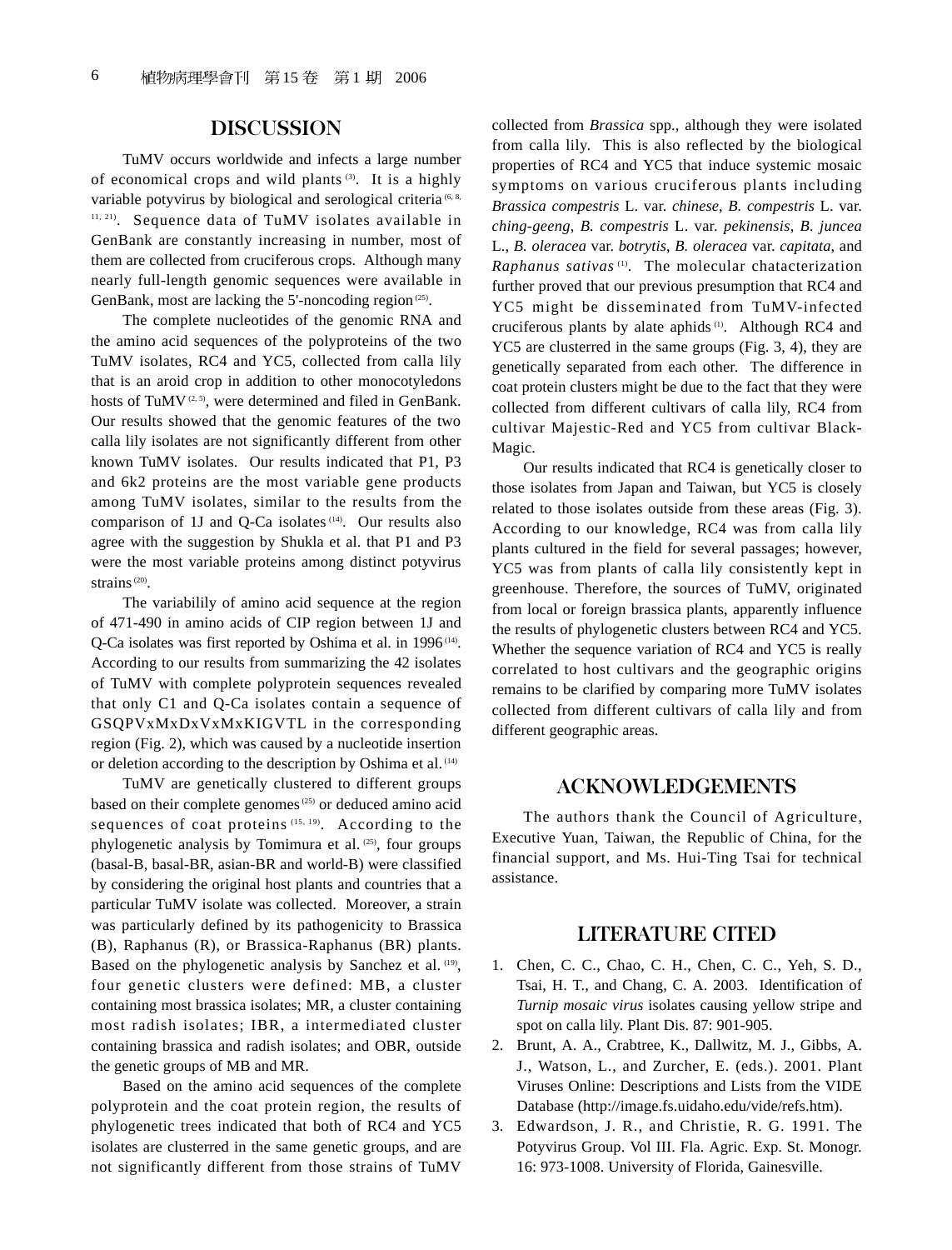## DISCUSSION

TuMV occurs worldwide and infects a large number of economical crops and wild plants [3]. It is a highly variable potyvirus by biological and serological criteria [6, 8, 11, 21]. Sequence data of TuMV isolates available in GenBank are constantly increasing in number, most of them are collected from cruciferous crops. Although many nearly full-length genomic sequences were available in GenBank, most are lacking the 5'-noncoding region [25].

The complete nucleotides of the genomic RNA and the amino acid sequences of the polyproteins of the two TuMV isolates, RC4 and YC5, collected from calla lily that is an aroid crop in addition to other monocotyledons hosts of TuMV [2, 5], were determined and filed in GenBank. Our results showed that the genomic features of the two calla lily isolates are not significantly different from other known TuMV isolates. Our results indicated that P1, P3 and 6k2 proteins are the most variable gene products among TuMV isolates, similar to the results from the comparison of 1J and Q-Ca isolates [14]. Our results also agree with the suggestion by Shukla et al. that P1 and P3 were the most variable proteins among distinct potyvirus strains [20].

The variabilily of amino acid sequence at the region of 471-490 in amino acids of CIP region between 1J and Q-Ca isolates was first reported by Oshima et al. in 1996 [14]. According to our results from summarizing the 42 isolates of TuMV with complete polyprotein sequences revealed that only C1 and Q-Ca isolates contain a sequence of GSQPVxMxDxVxMxKIGVTL in the corresponding region (Fig. 2), which was caused by a nucleotide insertion or deletion according to the description by Oshima et al. [14]

TuMV are genetically clustered to different groups based on their complete genomes [25] or deduced amino acid sequences of coat proteins [15, 19]. According to the phylogenetic analysis by Tomimura et al. [25], four groups (basal-B, basal-BR, asian-BR and world-B) were classified by considering the original host plants and countries that a particular TuMV isolate was collected. Moreover, a strain was particularly defined by its pathogenicity to Brassica (B), Raphanus (R), or Brassica-Raphanus (BR) plants. Based on the phylogenetic analysis by Sanchez et al. [19], four genetic clusters were defined: MB, a cluster containing most brassica isolates; MR, a cluster containing most radish isolates; IBR, a intermediated cluster containing brassica and radish isolates; and OBR, outside the genetic groups of MB and MR.

Based on the amino acid sequences of the complete polyprotein and the coat protein region, the results of phylogenetic trees indicated that both of RC4 and YC5 isolates are clusterred in the same genetic groups, and are not significantly different from those strains of TuMV collected from *Brassica* spp., although they were isolated from calla lily. This is also reflected by the biological properties of RC4 and YC5 that induce systemic mosaic symptoms on various cruciferous plants including *Brassica compestris* L. var. *chinese*, *B. compestris* L. var. *ching-geeng*, *B. compestris* L. var. *pekinensis*, *B. juncea* L., *B. oleracea* var. *botrytis*, *B. oleracea* var. *capitata*, and *Raphanus sativas* [1]. The molecular chatacterization further proved that our previous presumption that RC4 and YC5 might be disseminated from TuMV-infected cruciferous plants by alate aphids [1]. Although RC4 and YC5 are clusterred in the same groups (Fig. 3, 4), they are genetically separated from each other. The difference in coat protein clusters might be due to the fact that they were collected from different cultivars of calla lily, RC4 from cultivar Majestic-Red and YC5 from cultivar Black-Magic.

Our results indicated that RC4 is genetically closer to those isolates from Japan and Taiwan, but YC5 is closely related to those isolates outside from these areas (Fig. 3). According to our knowledge, RC4 was from calla lily plants cultured in the field for several passages; however, YC5 was from plants of calla lily consistently kept in greenhouse. Therefore, the sources of TuMV, originated from local or foreign brassica plants, apparently influence the results of phylogenetic clusters between RC4 and YC5. Whether the sequence variation of RC4 and YC5 is really correlated to host cultivars and the geographic origins remains to be clarified by comparing more TuMV isolates collected from different cultivars of calla lily and from different geographic areas.

## ACKNOWLEDGEMENTS

The authors thank the Council of Agriculture, Executive Yuan, Taiwan, the Republic of China, for the financial support, and Ms. Hui-Ting Tsai for technical assistance.

## LITERATURE CITED

1. Chen, C. C., Chao, C. H., Chen, C. C., Yeh, S. D., Tsai, H. T., and Chang, C. A. 2003. Identification of *Turnip mosaic virus* isolates causing yellow stripe and spot on calla lily. Plant Dis. 87: 901-905.
2. Brunt, A. A., Crabtree, K., Dallwitz, M. J., Gibbs, A. J., Watson, L., and Zurcher, E. (eds.). 2001. Plant Viruses Online: Descriptions and Lists from the VIDE Database (http://image.fs.uidaho.edu/vide/refs.htm).
3. Edwardson, J. R., and Christie, R. G. 1991. The Potyvirus Group. Vol III. Fla. Agric. Exp. St. Monogr. 16: 973-1008. University of Florida, Gainesville.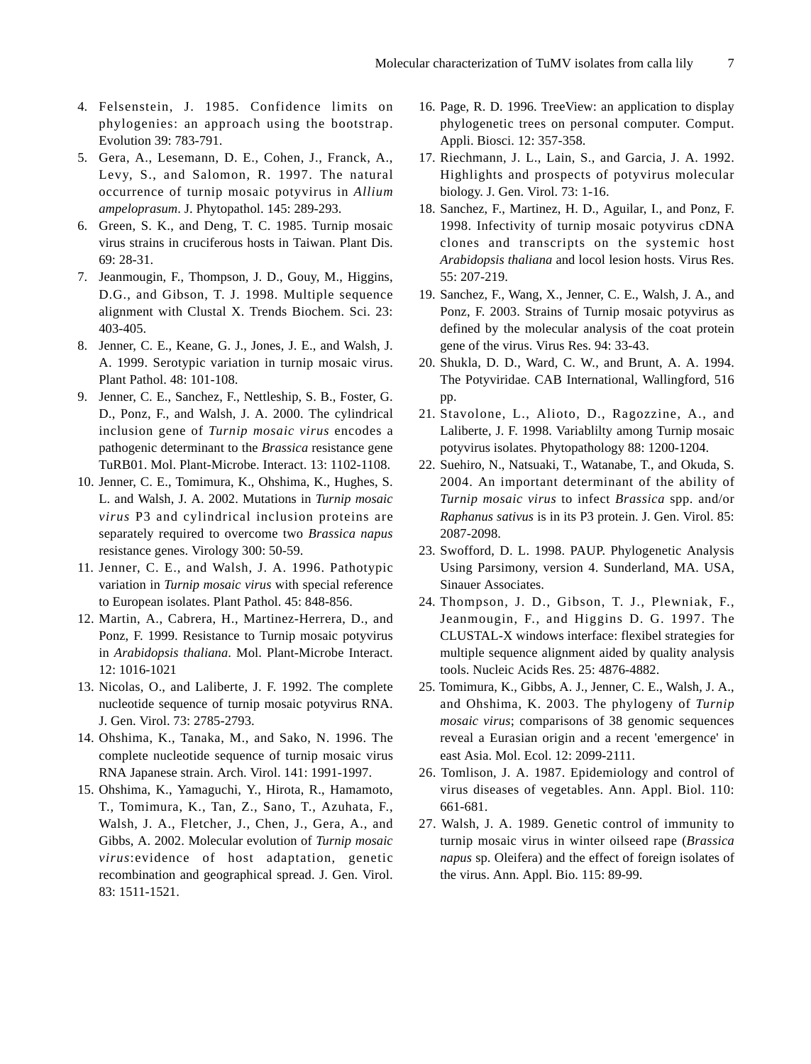4. Felsenstein, J. 1985. Confidence limits on phylogenies: an approach using the bootstrap. Evolution 39: 783-791.
5. Gera, A., Lesemann, D. E., Cohen, J., Franck, A., Levy, S., and Salomon, R. 1997. The natural occurrence of turnip mosaic potyvirus in *Allium ampeloprasum*. J. Phytopathol. 145: 289-293.
6. Green, S. K., and Deng, T. C. 1985. Turnip mosaic virus strains in cruciferous hosts in Taiwan. Plant Dis. 69: 28-31.
7. Jeanmougin, F., Thompson, J. D., Gouy, M., Higgins, D.G., and Gibson, T. J. 1998. Multiple sequence alignment with Clustal X. Trends Biochem. Sci. 23: 403-405.
8. Jenner, C. E., Keane, G. J., Jones, J. E., and Walsh, J. A. 1999. Serotypic variation in turnip mosaic virus. Plant Pathol. 48: 101-108.
9. Jenner, C. E., Sanchez, F., Nettleship, S. B., Foster, G. D., Ponz, F., and Walsh, J. A. 2000. The cylindrical inclusion gene of *Turnip mosaic virus* encodes a pathogenic determinant to the *Brassica* resistance gene TuRB01. Mol. Plant-Microbe. Interact. 13: 1102-1108.
10. Jenner, C. E., Tomimura, K., Ohshima, K., Hughes, S. L. and Walsh, J. A. 2002. Mutations in *Turnip mosaic virus* P3 and cylindrical inclusion proteins are separately required to overcome two *Brassica napus* resistance genes. Virology 300: 50-59.
11. Jenner, C. E., and Walsh, J. A. 1996. Pathotypic variation in *Turnip mosaic virus* with special reference to European isolates. Plant Pathol. 45: 848-856.
12. Martin, A., Cabrera, H., Martinez-Herrera, D., and Ponz, F. 1999. Resistance to Turnip mosaic potyvirus in *Arabidopsis thaliana*. Mol. Plant-Microbe Interact. 12: 1016-1021
13. Nicolas, O., and Laliberte, J. F. 1992. The complete nucleotide sequence of turnip mosaic potyvirus RNA. J. Gen. Virol. 73: 2785-2793.
14. Ohshima, K., Tanaka, M., and Sako, N. 1996. The complete nucleotide sequence of turnip mosaic virus RNA Japanese strain. Arch. Virol. 141: 1991-1997.
15. Ohshima, K., Yamaguchi, Y., Hirota, R., Hamamoto, T., Tomimura, K., Tan, Z., Sano, T., Azuhata, F., Walsh, J. A., Fletcher, J., Chen, J., Gera, A., and Gibbs, A. 2002. Molecular evolution of *Turnip mosaic virus*:evidence of host adaptation, genetic recombination and geographical spread. J. Gen. Virol. 83: 1511-1521.
16. Page, R. D. 1996. TreeView: an application to display phylogenetic trees on personal computer. Comput. Appli. Biosci. 12: 357-358.
17. Riechmann, J. L., Lain, S., and Garcia, J. A. 1992. Highlights and prospects of potyvirus molecular biology. J. Gen. Virol. 73: 1-16.
18. Sanchez, F., Martinez, H. D., Aguilar, I., and Ponz, F. 1998. Infectivity of turnip mosaic potyvirus cDNA clones and transcripts on the systemic host *Arabidopsis thaliana* and locol lesion hosts. Virus Res. 55: 207-219.
19. Sanchez, F., Wang, X., Jenner, C. E., Walsh, J. A., and Ponz, F. 2003. Strains of Turnip mosaic potyvirus as defined by the molecular analysis of the coat protein gene of the virus. Virus Res. 94: 33-43.
20. Shukla, D. D., Ward, C. W., and Brunt, A. A. 1994. The Potyviridae. CAB International, Wallingford, 516 pp.
21. Stavolone, L., Alioto, D., Ragozzine, A., and Laliberte, J. F. 1998. Variablilty among Turnip mosaic potyvirus isolates. Phytopathology 88: 1200-1204.
22. Suehiro, N., Natsuaki, T., Watanabe, T., and Okuda, S. 2004. An important determinant of the ability of *Turnip mosaic virus* to infect *Brassica* spp. and/or *Raphanus sativus* is in its P3 protein. J. Gen. Virol. 85: 2087-2098.
23. Swofford, D. L. 1998. PAUP. Phylogenetic Analysis Using Parsimony, version 4. Sunderland, MA. USA, Sinauer Associates.
24. Thompson, J. D., Gibson, T. J., Plewniak, F., Jeanmougin, F., and Higgins D. G. 1997. The CLUSTAL-X windows interface: flexibel strategies for multiple sequence alignment aided by quality analysis tools. Nucleic Acids Res. 25: 4876-4882.
25. Tomimura, K., Gibbs, A. J., Jenner, C. E., Walsh, J. A., and Ohshima, K. 2003. The phylogeny of *Turnip mosaic virus*; comparisons of 38 genomic sequences reveal a Eurasian origin and a recent 'emergence' in east Asia. Mol. Ecol. 12: 2099-2111.
26. Tomlison, J. A. 1987. Epidemiology and control of virus diseases of vegetables. Ann. Appl. Biol. 110: 661-681.
27. Walsh, J. A. 1989. Genetic control of immunity to turnip mosaic virus in winter oilseed rape (*Brassica napus* sp. Oleifera) and the effect of foreign isolates of the virus. Ann. Appl. Bio. 115: 89-99.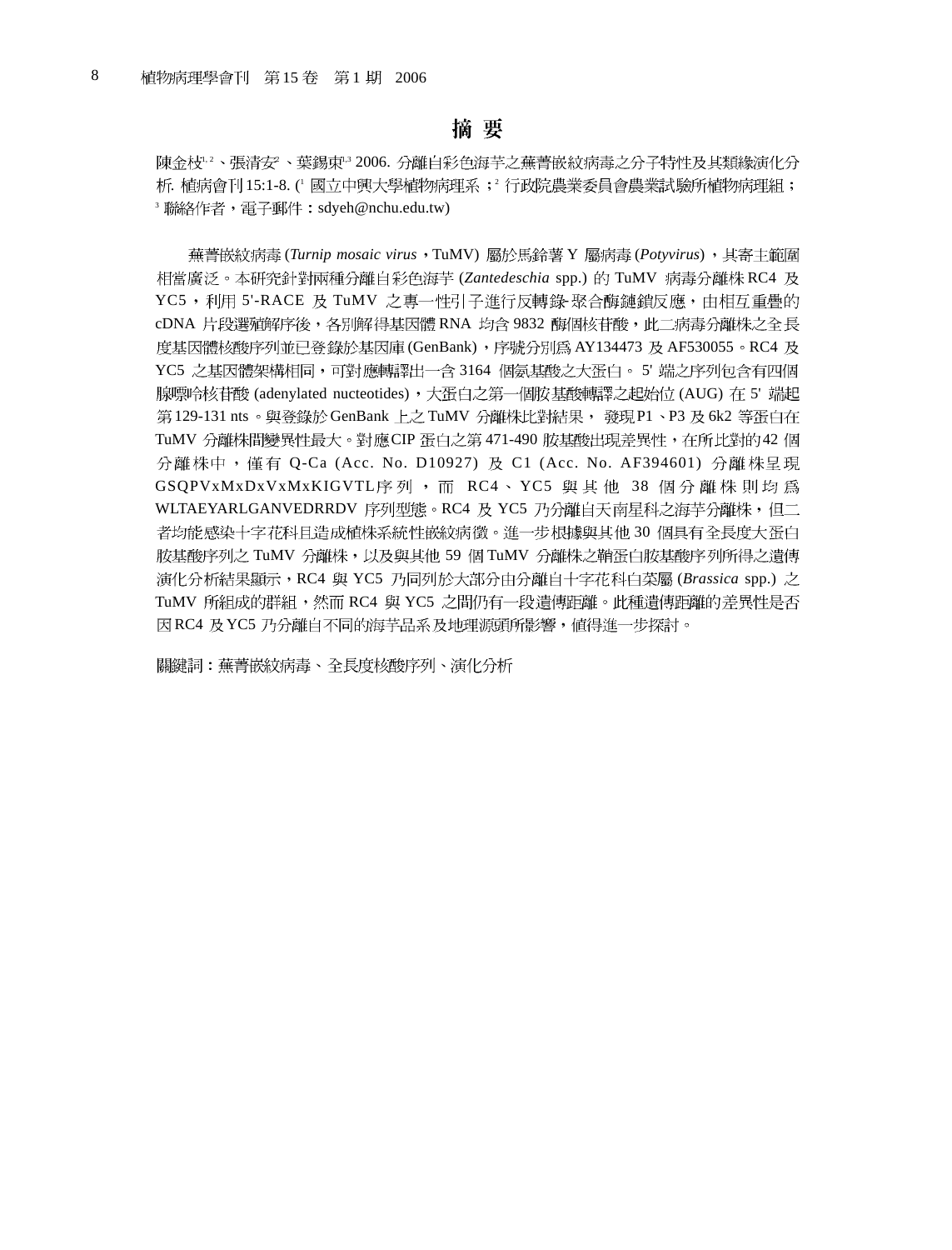# 摘 要

陳金枝[1,2]、張清安[2]、葉錫東[1,3] 2006. 分離自彩色海芋之蕪菁嵌紋病毒之分子特性及其類緣演化分析. 植病會刊 15:1-8. ([1] 國立中興大學植物病理系；[2] 行政院農業委員會農業試驗所植物病理組；[3] 聯絡作者，電子郵件：sdyeh@nchu.edu.tw)

蕪菁嵌紋病毒 (*Turnip mosaic virus*，TuMV) 屬於馬鈴薯 Y 屬病毒 (*Potyvirus*)，其寄主範圍相當廣泛。本研究針對兩種分離自彩色海芋 (*Zantedeschia* spp.) 的 TuMV 病毒分離株 RC4 及 YC5，利用 5'-RACE 及 TuMV 之專一性引子進行反轉錄-聚合酶鏈鎖反應，由相互重疊的 cDNA 片段選殖解序後，各別解得基因體 RNA 均含 9832 個核苷酸，此二病毒分離株之全長度基因體核酸序列並已登錄於基因庫 (GenBank)，序號分別為 AY134473 及 AF530055。RC4 及 YC5 之基因體架構相同，可對應轉譯出一含 3164 個氨基酸之大蛋白。5' 端之序列包含有四個腺嘌呤核苷酸 (adenylated nucteotides)，大蛋白之第一個胺基酸轉譯之起始位 (AUG) 在 5' 端起第 129-131 nts。與登錄於 GenBank 上之 TuMV 分離株比對結果，發現 P1、P3 及 6k2 等蛋白在 TuMV 分離株間變異性最大。對應 CIP 蛋白之第 471-490 胺基酸出現差異性，在所比對的 42 個分離株中，僅有 Q-Ca (Acc. No. D10927) 及 C1 (Acc. No. AF394601) 分離株呈現 GSQPVxMxDxVxMxKIGVTL 序列，而 RC4、YC5 與其他 38 個分離株則均為 WLTAEYARLGANVEDRRDV 序列型態。RC4 及 YC5 乃分離自天南星科之海芋分離株，但二者均能感染十字花科且造成植株系統性嵌紋病徵。進一步根據與其他 30 個具有全長度大蛋白胺基酸序列之 TuMV 分離株，以及與其他 59 個 TuMV 分離株之鞘蛋白胺基酸序列所得之遺傳演化分析結果顯示，RC4 與 YC5 乃同列於大部分由分離自十字花科白菜屬 (*Brassica* spp.) 之 TuMV 所組成的群組，然而 RC4 與 YC5 之間仍有一段遺傳距離。此種遺傳距離的差異性是否因 RC4 及 YC5 乃分離自不同的海芋品系及地理源頭所影響，值得進一步探討。

關鍵詞：蕪菁嵌紋病毒、全長度核酸序列、演化分析